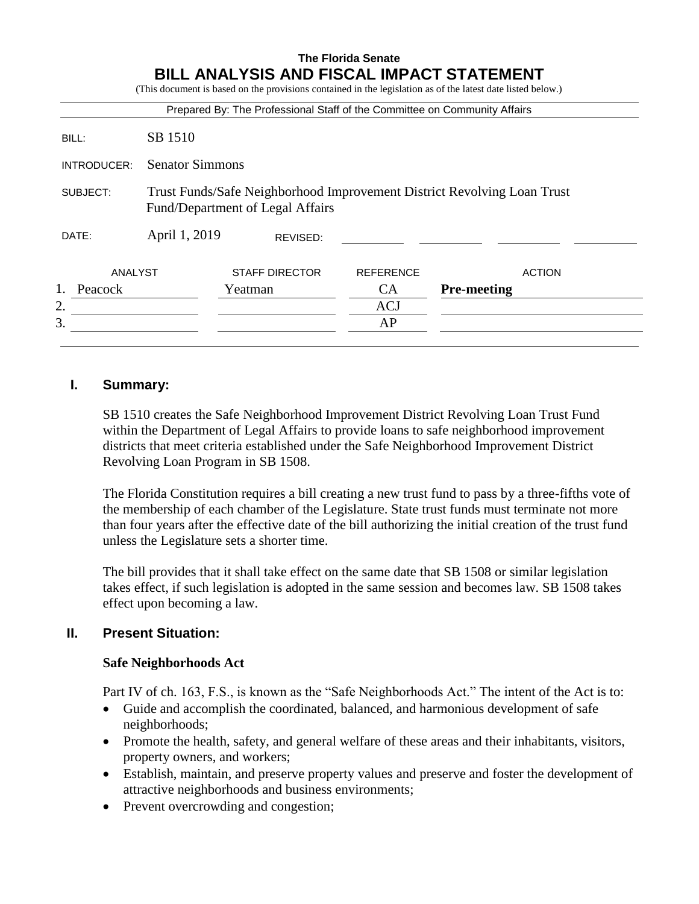**The Florida Senate**

# BILL ANALYSIS AND FISCAL IMPACT STATEMENT

(This document is based on the provisions contained in the legislation as of the latest date listed below.)

Prepared By: The Professional Staff of the Committee on Community Affairs

| | |
|---|---|
| BILL: | SB 1510 |
| INTRODUCER: | Senator Simmons |
| SUBJECT: | Trust Funds/Safe Neighborhood Improvement District Revolving Loan Trust Fund/Department of Legal Affairs |
| DATE: | April 1, 2019 REVISED: |

| | ANALYST | STAFF DIRECTOR | REFERENCE | ACTION |
|---|---|---|---|---|
| 1. | Peacock | Yeatman | CA | **Pre-meeting** |
| 2. | | | ACJ | |
| 3. | | | AP | |

## I. Summary:

SB 1510 creates the Safe Neighborhood Improvement District Revolving Loan Trust Fund within the Department of Legal Affairs to provide loans to safe neighborhood improvement districts that meet criteria established under the Safe Neighborhood Improvement District Revolving Loan Program in SB 1508.

The Florida Constitution requires a bill creating a new trust fund to pass by a three-fifths vote of the membership of each chamber of the Legislature. State trust funds must terminate not more than four years after the effective date of the bill authorizing the initial creation of the trust fund unless the Legislature sets a shorter time.

The bill provides that it shall take effect on the same date that SB 1508 or similar legislation takes effect, if such legislation is adopted in the same session and becomes law. SB 1508 takes effect upon becoming a law.

## II. Present Situation:

### Safe Neighborhoods Act

Part IV of ch. 163, F.S., is known as the "Safe Neighborhoods Act." The intent of the Act is to:

- Guide and accomplish the coordinated, balanced, and harmonious development of safe neighborhoods;
- Promote the health, safety, and general welfare of these areas and their inhabitants, visitors, property owners, and workers;
- Establish, maintain, and preserve property values and preserve and foster the development of attractive neighborhoods and business environments;
- Prevent overcrowding and congestion;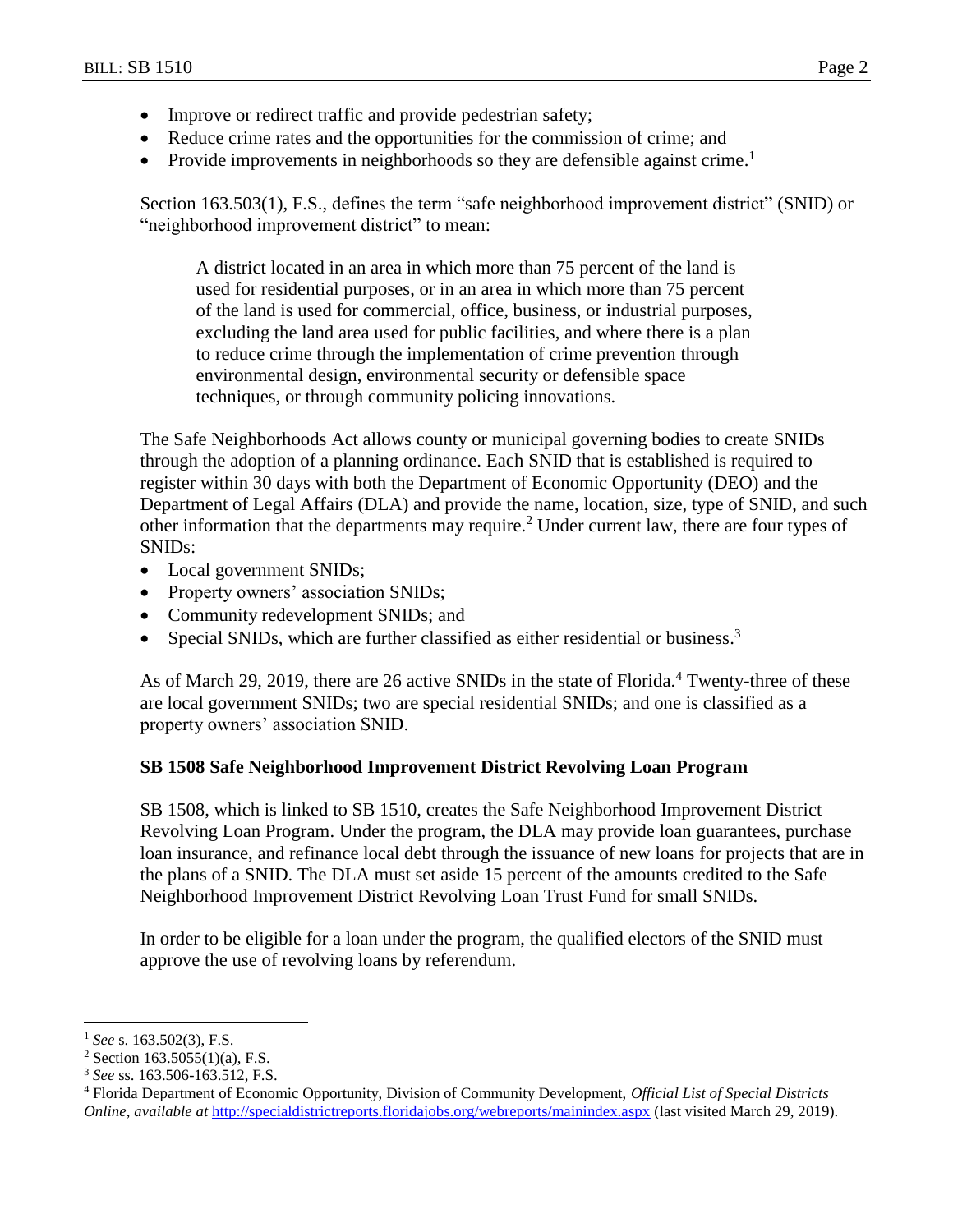- Improve or redirect traffic and provide pedestrian safety;
- Reduce crime rates and the opportunities for the commission of crime; and
- Provide improvements in neighborhoods so they are defensible against crime.[1]

Section 163.503(1), F.S., defines the term "safe neighborhood improvement district" (SNID) or "neighborhood improvement district" to mean:

> A district located in an area in which more than 75 percent of the land is used for residential purposes, or in an area in which more than 75 percent of the land is used for commercial, office, business, or industrial purposes, excluding the land area used for public facilities, and where there is a plan to reduce crime through the implementation of crime prevention through environmental design, environmental security or defensible space techniques, or through community policing innovations.

The Safe Neighborhoods Act allows county or municipal governing bodies to create SNIDs through the adoption of a planning ordinance. Each SNID that is established is required to register within 30 days with both the Department of Economic Opportunity (DEO) and the Department of Legal Affairs (DLA) and provide the name, location, size, type of SNID, and such other information that the departments may require.[2] Under current law, there are four types of SNIDs:

- Local government SNIDs;
- Property owners' association SNIDs;
- Community redevelopment SNIDs; and
- Special SNIDs, which are further classified as either residential or business.[3]

As of March 29, 2019, there are 26 active SNIDs in the state of Florida.[4] Twenty-three of these are local government SNIDs; two are special residential SNIDs; and one is classified as a property owners' association SNID.

**SB 1508 Safe Neighborhood Improvement District Revolving Loan Program**

SB 1508, which is linked to SB 1510, creates the Safe Neighborhood Improvement District Revolving Loan Program. Under the program, the DLA may provide loan guarantees, purchase loan insurance, and refinance local debt through the issuance of new loans for projects that are in the plans of a SNID. The DLA must set aside 15 percent of the amounts credited to the Safe Neighborhood Improvement District Revolving Loan Trust Fund for small SNIDs.

In order to be eligible for a loan under the program, the qualified electors of the SNID must approve the use of revolving loans by referendum.

---

[1] *See* s. 163.502(3), F.S.

[2] Section 163.5055(1)(a), F.S.

[3] *See* ss. 163.506-163.512, F.S.

[4] Florida Department of Economic Opportunity, Division of Community Development, *Official List of Special Districts Online*, *available at* http://specialdistrictreports.floridajobs.org/webreports/mainindex.aspx (last visited March 29, 2019).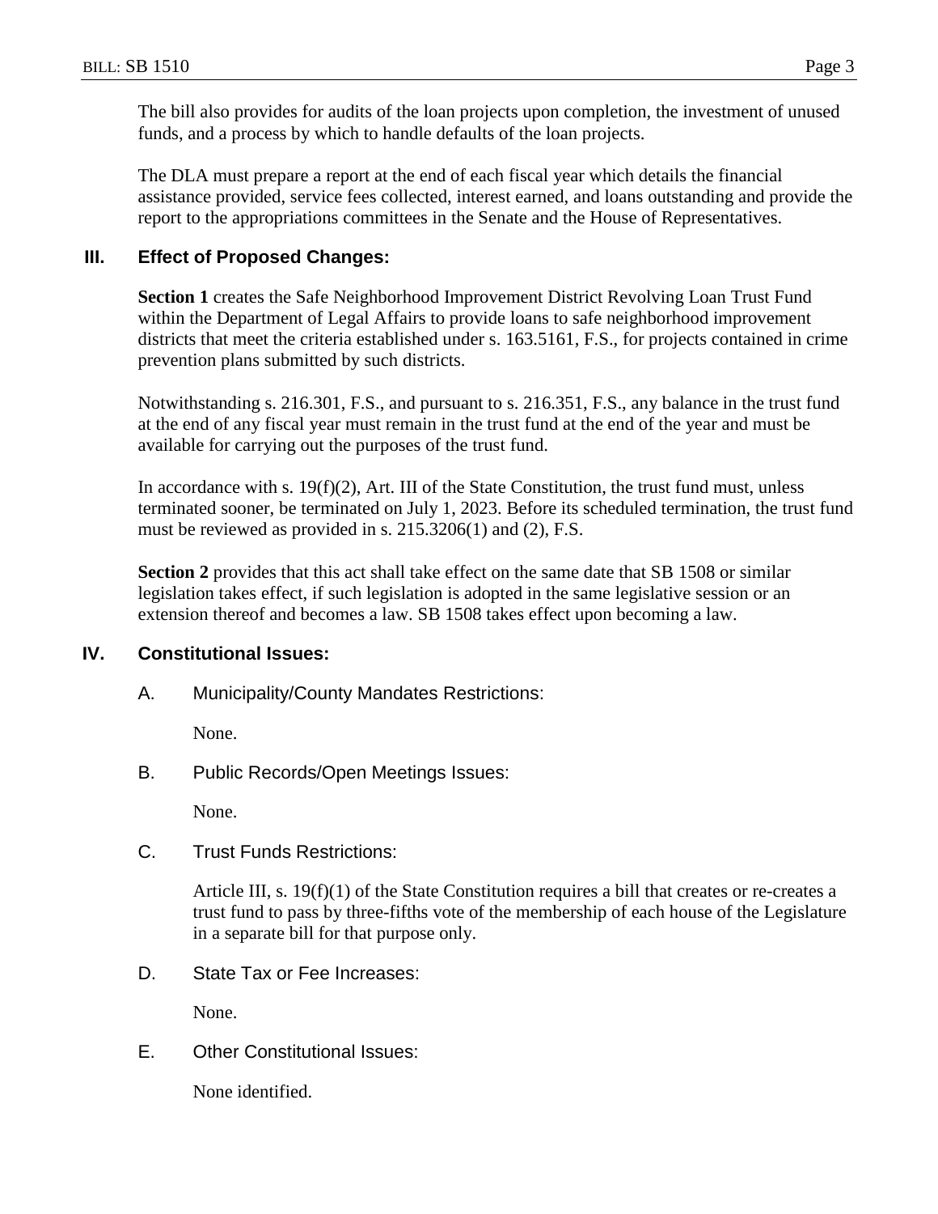The bill also provides for audits of the loan projects upon completion, the investment of unused funds, and a process by which to handle defaults of the loan projects.

The DLA must prepare a report at the end of each fiscal year which details the financial assistance provided, service fees collected, interest earned, and loans outstanding and provide the report to the appropriations committees in the Senate and the House of Representatives.

## III. Effect of Proposed Changes:

**Section 1** creates the Safe Neighborhood Improvement District Revolving Loan Trust Fund within the Department of Legal Affairs to provide loans to safe neighborhood improvement districts that meet the criteria established under s. 163.5161, F.S., for projects contained in crime prevention plans submitted by such districts.

Notwithstanding s. 216.301, F.S., and pursuant to s. 216.351, F.S., any balance in the trust fund at the end of any fiscal year must remain in the trust fund at the end of the year and must be available for carrying out the purposes of the trust fund.

In accordance with s. 19(f)(2), Art. III of the State Constitution, the trust fund must, unless terminated sooner, be terminated on July 1, 2023. Before its scheduled termination, the trust fund must be reviewed as provided in s. 215.3206(1) and (2), F.S.

**Section 2** provides that this act shall take effect on the same date that SB 1508 or similar legislation takes effect, if such legislation is adopted in the same legislative session or an extension thereof and becomes a law. SB 1508 takes effect upon becoming a law.

## IV. Constitutional Issues:

### A. Municipality/County Mandates Restrictions:

None.

### B. Public Records/Open Meetings Issues:

None.

### C. Trust Funds Restrictions:

Article III, s. 19(f)(1) of the State Constitution requires a bill that creates or re-creates a trust fund to pass by three-fifths vote of the membership of each house of the Legislature in a separate bill for that purpose only.

### D. State Tax or Fee Increases:

None.

### E. Other Constitutional Issues:

None identified.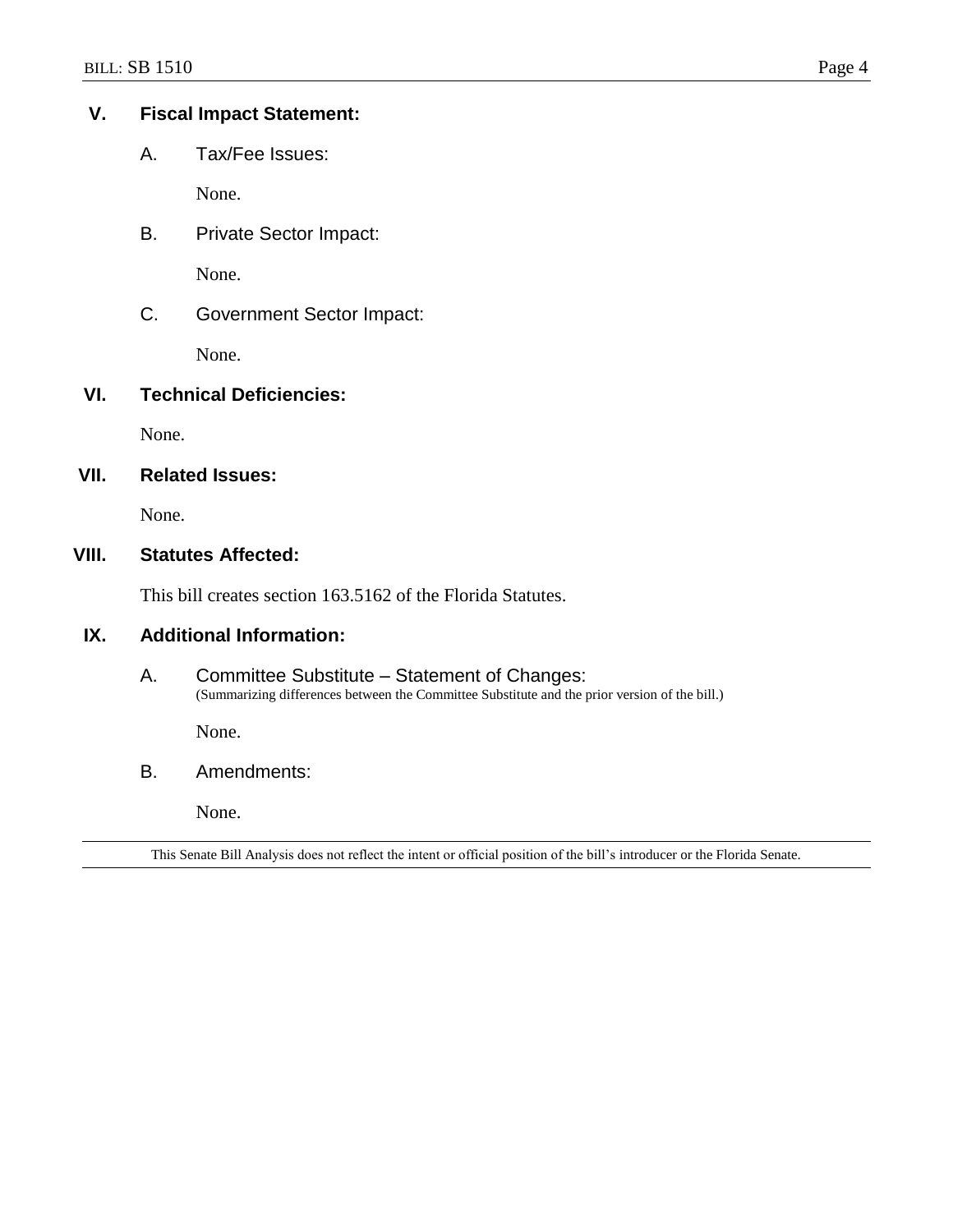## V. Fiscal Impact Statement:

### A. Tax/Fee Issues:

None.

### B. Private Sector Impact:

None.

### C. Government Sector Impact:

None.

## VI. Technical Deficiencies:

None.

## VII. Related Issues:

None.

## VIII. Statutes Affected:

This bill creates section 163.5162 of the Florida Statutes.

## IX. Additional Information:

### A. Committee Substitute – Statement of Changes:

(Summarizing differences between the Committee Substitute and the prior version of the bill.)

None.

### B. Amendments:

None.

This Senate Bill Analysis does not reflect the intent or official position of the bill's introducer or the Florida Senate.